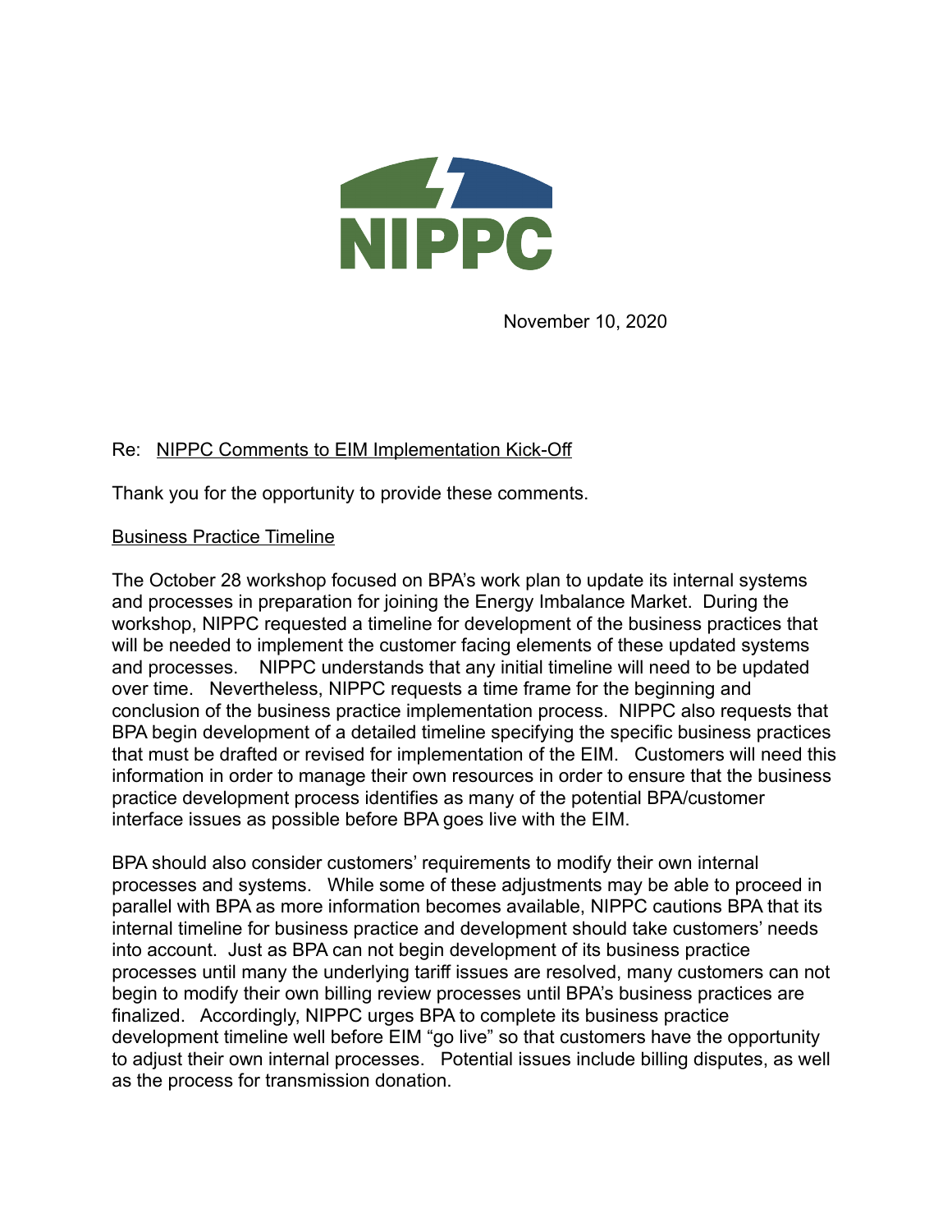NIPPC

November 10, 2020

Re: <u>NIPPC Comments to EIM Implementation Kick-Off</u>

Thank you for the opportunity to provide these comments.

<u>Business Practice Timeline</u>

The October 28 workshop focused on BPA's work plan to update its internal systems and processes in preparation for joining the Energy Imbalance Market. During the workshop, NIPPC requested a timeline for development of the business practices that will be needed to implement the customer facing elements of these updated systems and processes. NIPPC understands that any initial timeline will need to be updated over time. Nevertheless, NIPPC requests a time frame for the beginning and conclusion of the business practice implementation process. NIPPC also requests that BPA begin development of a detailed timeline specifying the specific business practices that must be drafted or revised for implementation of the EIM. Customers will need this information in order to manage their own resources in order to ensure that the business practice development process identifies as many of the potential BPA/customer interface issues as possible before BPA goes live with the EIM.

BPA should also consider customers' requirements to modify their own internal processes and systems. While some of these adjustments may be able to proceed in parallel with BPA as more information becomes available, NIPPC cautions BPA that its internal timeline for business practice and development should take customers' needs into account. Just as BPA can not begin development of its business practice processes until many the underlying tariff issues are resolved, many customers can not begin to modify their own billing review processes until BPA's business practices are finalized. Accordingly, NIPPC urges BPA to complete its business practice development timeline well before EIM "go live" so that customers have the opportunity to adjust their own internal processes. Potential issues include billing disputes, as well as the process for transmission donation.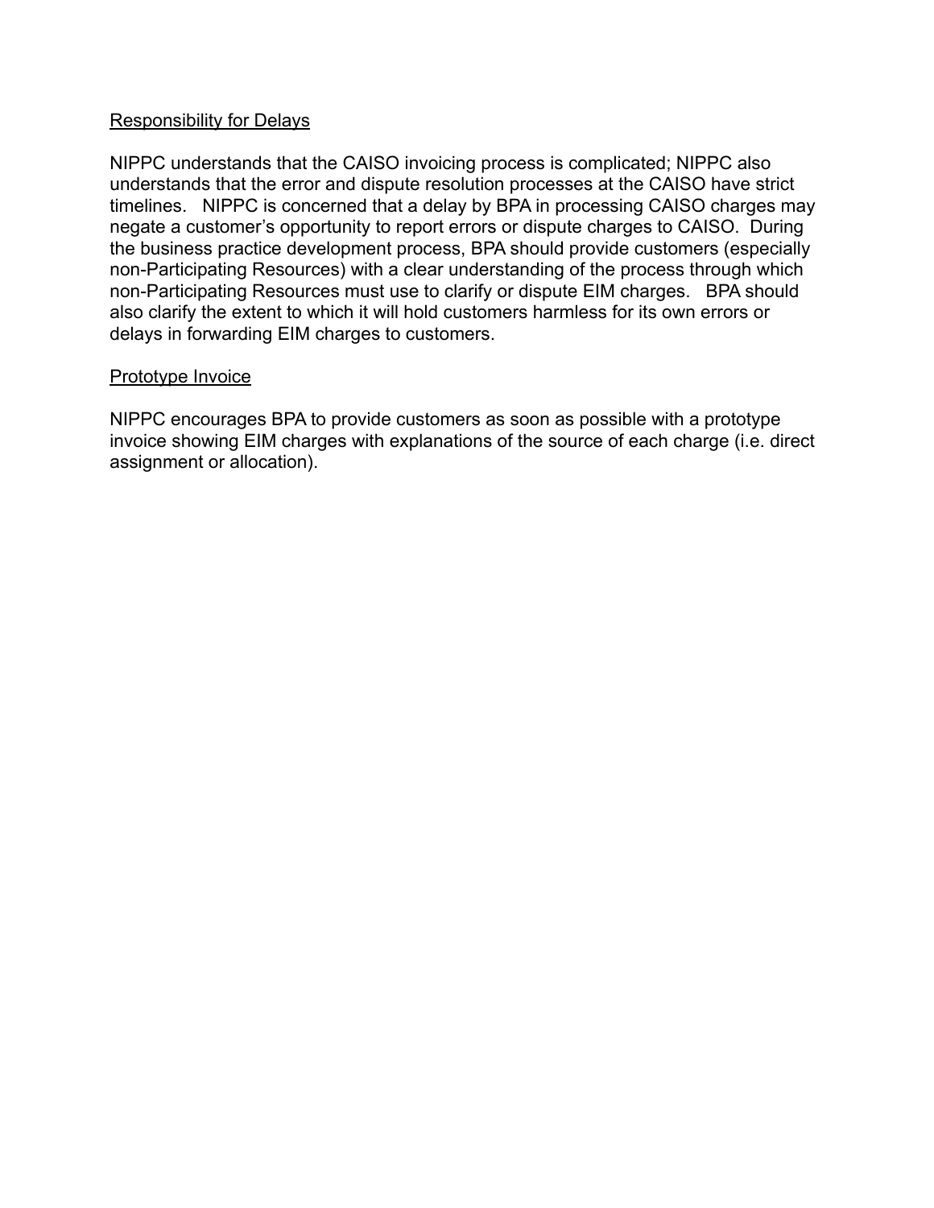Responsibility for Delays

NIPPC understands that the CAISO invoicing process is complicated; NIPPC also understands that the error and dispute resolution processes at the CAISO have strict timelines. NIPPC is concerned that a delay by BPA in processing CAISO charges may negate a customer's opportunity to report errors or dispute charges to CAISO. During the business practice development process, BPA should provide customers (especially non-Participating Resources) with a clear understanding of the process through which non-Participating Resources must use to clarify or dispute EIM charges. BPA should also clarify the extent to which it will hold customers harmless for its own errors or delays in forwarding EIM charges to customers.

Prototype Invoice

NIPPC encourages BPA to provide customers as soon as possible with a prototype invoice showing EIM charges with explanations of the source of each charge (i.e. direct assignment or allocation).